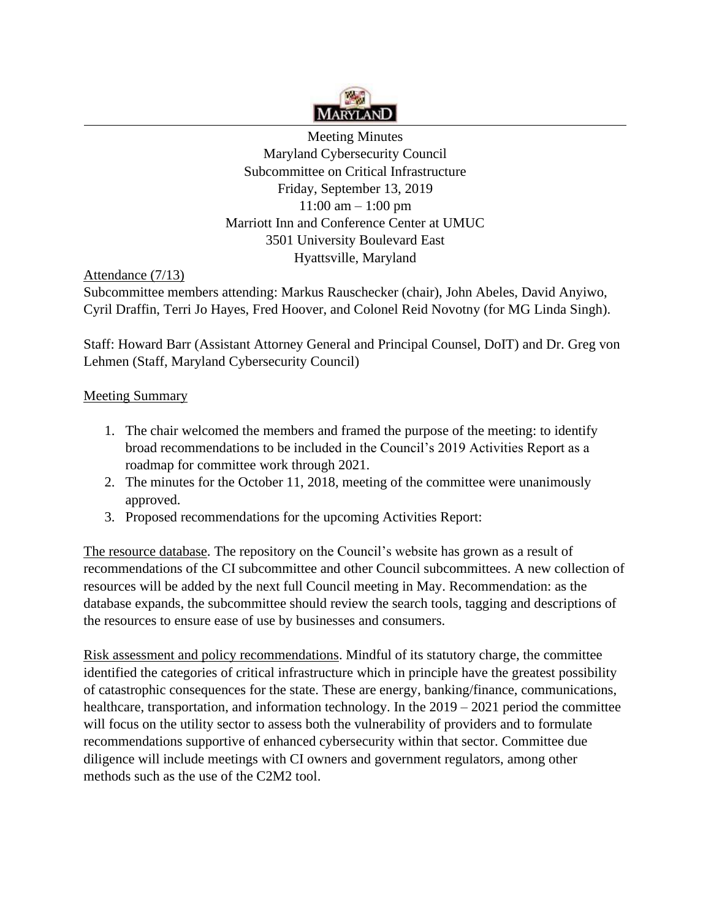# Meeting Minutes

Maryland Cybersecurity Council
Subcommittee on Critical Infrastructure
Friday, September 13, 2019
11:00 am – 1:00 pm
Marriott Inn and Conference Center at UMUC
3501 University Boulevard East
Hyattsville, Maryland

<u>Attendance (7/13)</u>

Subcommittee members attending: Markus Rauschecker (chair), John Abeles, David Anyiwo, Cyril Draffin, Terri Jo Hayes, Fred Hoover, and Colonel Reid Novotny (for MG Linda Singh).

Staff: Howard Barr (Assistant Attorney General and Principal Counsel, DoIT) and Dr. Greg von Lehmen (Staff, Maryland Cybersecurity Council)

<u>Meeting Summary</u>

1. The chair welcomed the members and framed the purpose of the meeting: to identify broad recommendations to be included in the Council's 2019 Activities Report as a roadmap for committee work through 2021.
2. The minutes for the October 11, 2018, meeting of the committee were unanimously approved.
3. Proposed recommendations for the upcoming Activities Report:

<u>The resource database</u>. The repository on the Council's website has grown as a result of recommendations of the CI subcommittee and other Council subcommittees. A new collection of resources will be added by the next full Council meeting in May. Recommendation: as the database expands, the subcommittee should review the search tools, tagging and descriptions of the resources to ensure ease of use by businesses and consumers.

<u>Risk assessment and policy recommendations</u>. Mindful of its statutory charge, the committee identified the categories of critical infrastructure which in principle have the greatest possibility of catastrophic consequences for the state. These are energy, banking/finance, communications, healthcare, transportation, and information technology. In the 2019 – 2021 period the committee will focus on the utility sector to assess both the vulnerability of providers and to formulate recommendations supportive of enhanced cybersecurity within that sector. Committee due diligence will include meetings with CI owners and government regulators, among other methods such as the use of the C2M2 tool.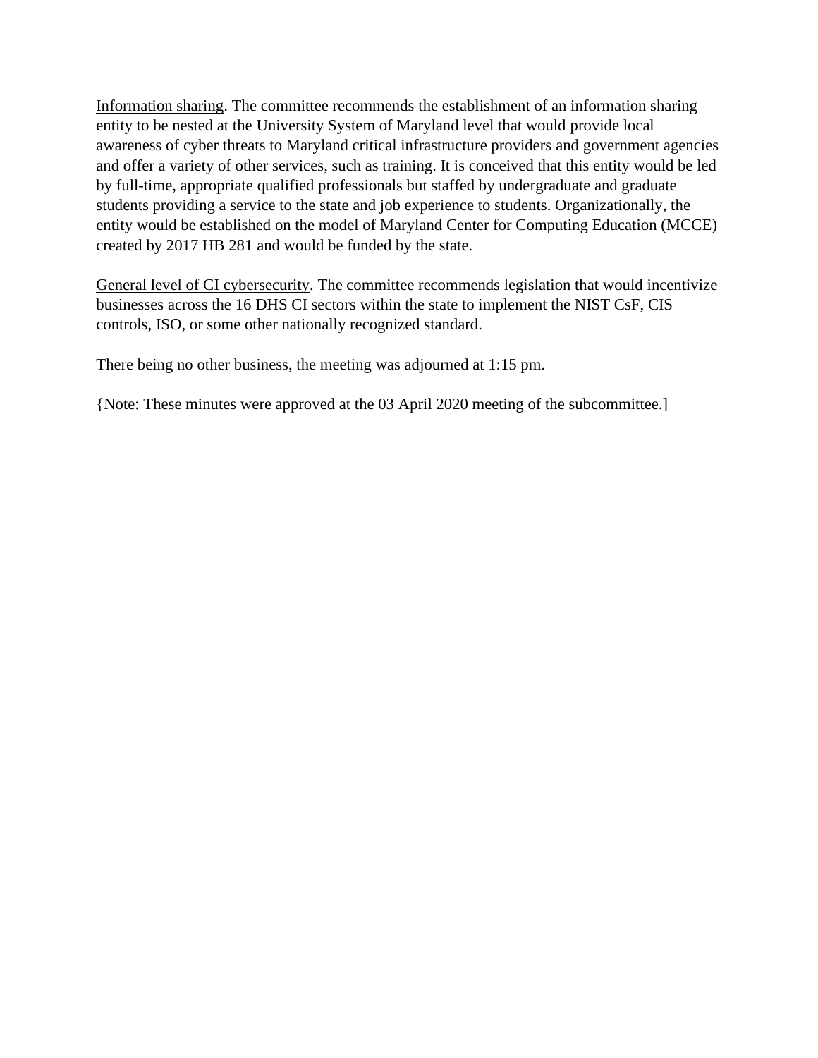<u>Information sharing</u>. The committee recommends the establishment of an information sharing entity to be nested at the University System of Maryland level that would provide local awareness of cyber threats to Maryland critical infrastructure providers and government agencies and offer a variety of other services, such as training. It is conceived that this entity would be led by full-time, appropriate qualified professionals but staffed by undergraduate and graduate students providing a service to the state and job experience to students. Organizationally, the entity would be established on the model of Maryland Center for Computing Education (MCCE) created by 2017 HB 281 and would be funded by the state.

<u>General level of CI cybersecurity</u>. The committee recommends legislation that would incentivize businesses across the 16 DHS CI sectors within the state to implement the NIST CsF, CIS controls, ISO, or some other nationally recognized standard.

There being no other business, the meeting was adjourned at 1:15 pm.

{Note: These minutes were approved at the 03 April 2020 meeting of the subcommittee.]